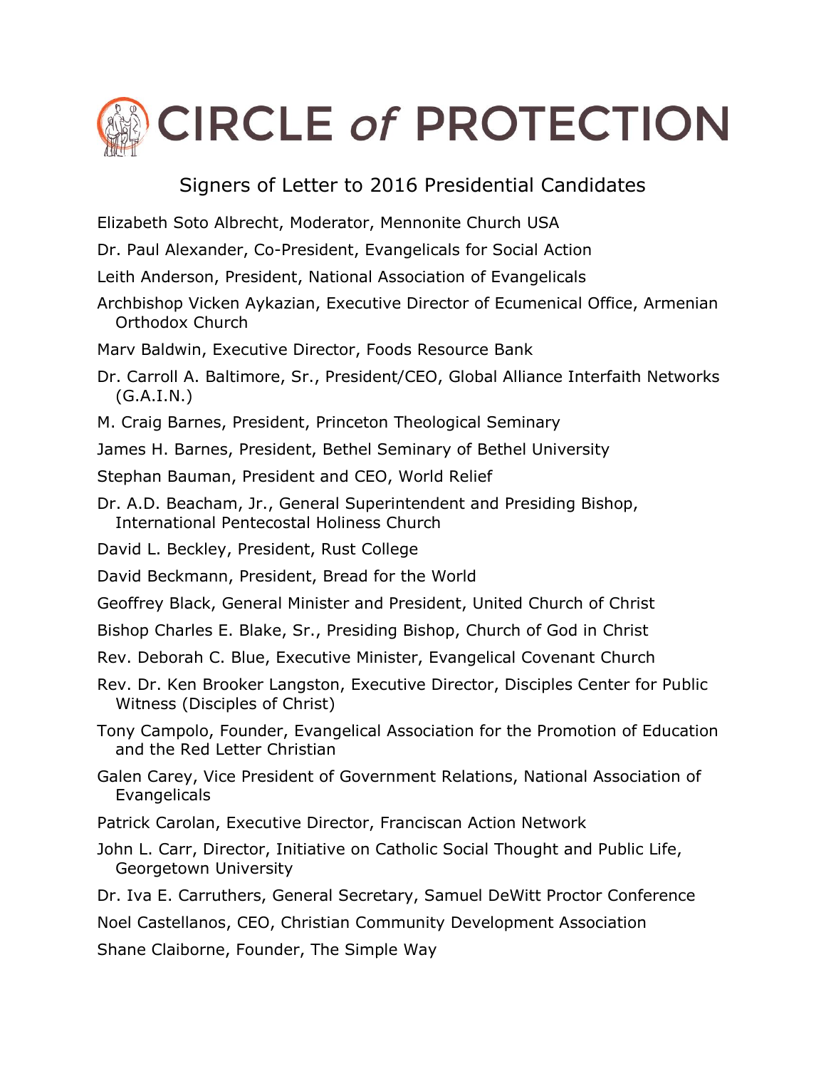# CIRCLE *of* PROTECTION

## Signers of Letter to 2016 Presidential Candidates

Elizabeth Soto Albrecht, Moderator, Mennonite Church USA

Dr. Paul Alexander, Co-President, Evangelicals for Social Action

Leith Anderson, President, National Association of Evangelicals

Archbishop Vicken Aykazian, Executive Director of Ecumenical Office, Armenian Orthodox Church

Marv Baldwin, Executive Director, Foods Resource Bank

Dr. Carroll A. Baltimore, Sr., President/CEO, Global Alliance Interfaith Networks (G.A.I.N.)

M. Craig Barnes, President, Princeton Theological Seminary

James H. Barnes, President, Bethel Seminary of Bethel University

Stephan Bauman, President and CEO, World Relief

Dr. A.D. Beacham, Jr., General Superintendent and Presiding Bishop, International Pentecostal Holiness Church

David L. Beckley, President, Rust College

David Beckmann, President, Bread for the World

Geoffrey Black, General Minister and President, United Church of Christ

Bishop Charles E. Blake, Sr., Presiding Bishop, Church of God in Christ

Rev. Deborah C. Blue, Executive Minister, Evangelical Covenant Church

Rev. Dr. Ken Brooker Langston, Executive Director, Disciples Center for Public Witness (Disciples of Christ)

Tony Campolo, Founder, Evangelical Association for the Promotion of Education and the Red Letter Christian

Galen Carey, Vice President of Government Relations, National Association of Evangelicals

Patrick Carolan, Executive Director, Franciscan Action Network

John L. Carr, Director, Initiative on Catholic Social Thought and Public Life, Georgetown University

Dr. Iva E. Carruthers, General Secretary, Samuel DeWitt Proctor Conference

Noel Castellanos, CEO, Christian Community Development Association

Shane Claiborne, Founder, The Simple Way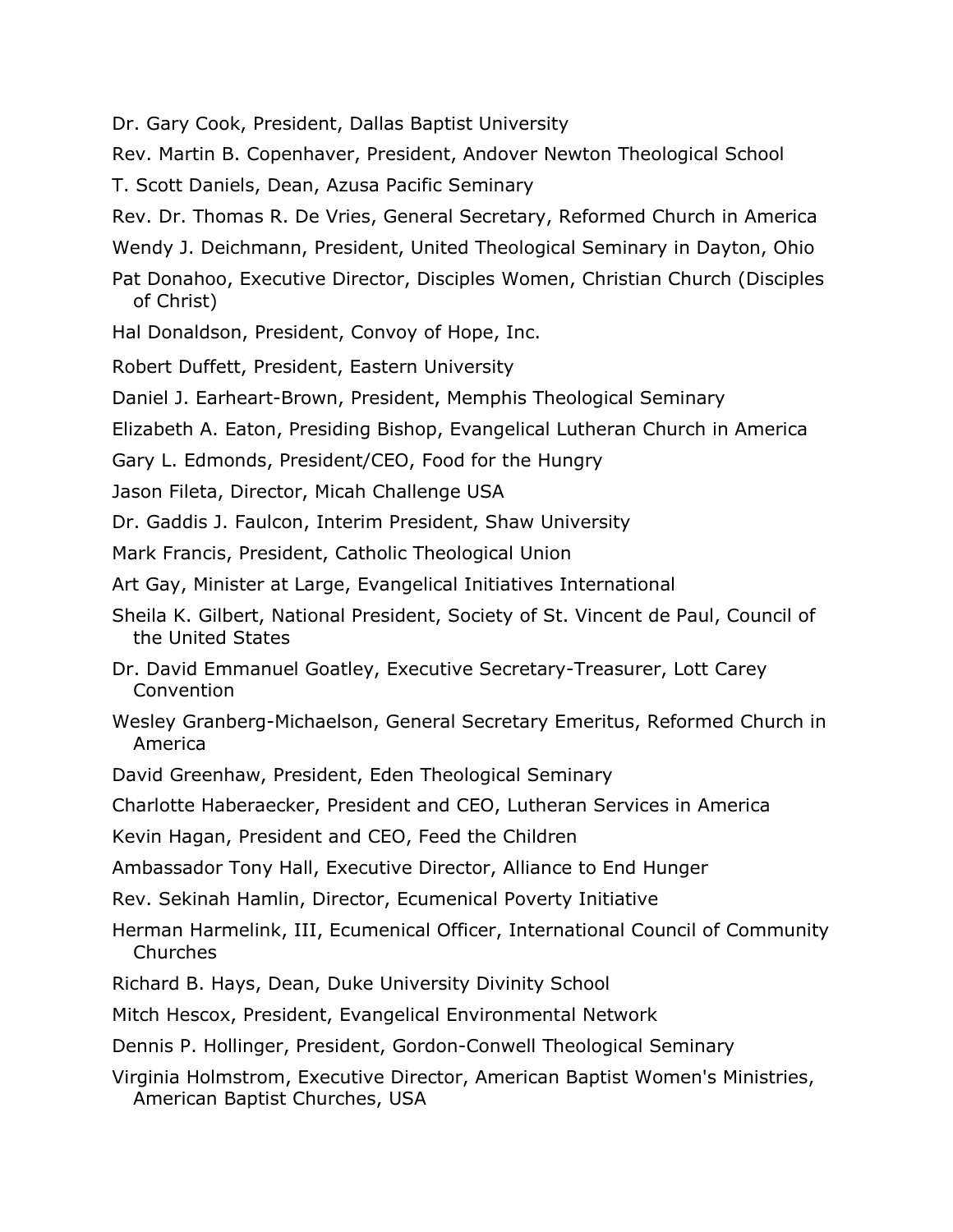Dr. Gary Cook, President, Dallas Baptist University

Rev. Martin B. Copenhaver, President, Andover Newton Theological School

T. Scott Daniels, Dean, Azusa Pacific Seminary

Rev. Dr. Thomas R. De Vries, General Secretary, Reformed Church in America

Wendy J. Deichmann, President, United Theological Seminary in Dayton, Ohio

Pat Donahoo, Executive Director, Disciples Women, Christian Church (Disciples of Christ)

Hal Donaldson, President, Convoy of Hope, Inc.

Robert Duffett, President, Eastern University

Daniel J. Earheart-Brown, President, Memphis Theological Seminary

Elizabeth A. Eaton, Presiding Bishop, Evangelical Lutheran Church in America

Gary L. Edmonds, President/CEO, Food for the Hungry

Jason Fileta, Director, Micah Challenge USA

Dr. Gaddis J. Faulcon, Interim President, Shaw University

Mark Francis, President, Catholic Theological Union

Art Gay, Minister at Large, Evangelical Initiatives International

Sheila K. Gilbert, National President, Society of St. Vincent de Paul, Council of the United States

Dr. David Emmanuel Goatley, Executive Secretary-Treasurer, Lott Carey Convention

Wesley Granberg-Michaelson, General Secretary Emeritus, Reformed Church in America

David Greenhaw, President, Eden Theological Seminary

Charlotte Haberaecker, President and CEO, Lutheran Services in America

Kevin Hagan, President and CEO, Feed the Children

Ambassador Tony Hall, Executive Director, Alliance to End Hunger

Rev. Sekinah Hamlin, Director, Ecumenical Poverty Initiative

Herman Harmelink, III, Ecumenical Officer, International Council of Community Churches

Richard B. Hays, Dean, Duke University Divinity School

Mitch Hescox, President, Evangelical Environmental Network

Dennis P. Hollinger, President, Gordon-Conwell Theological Seminary

Virginia Holmstrom, Executive Director, American Baptist Women's Ministries, American Baptist Churches, USA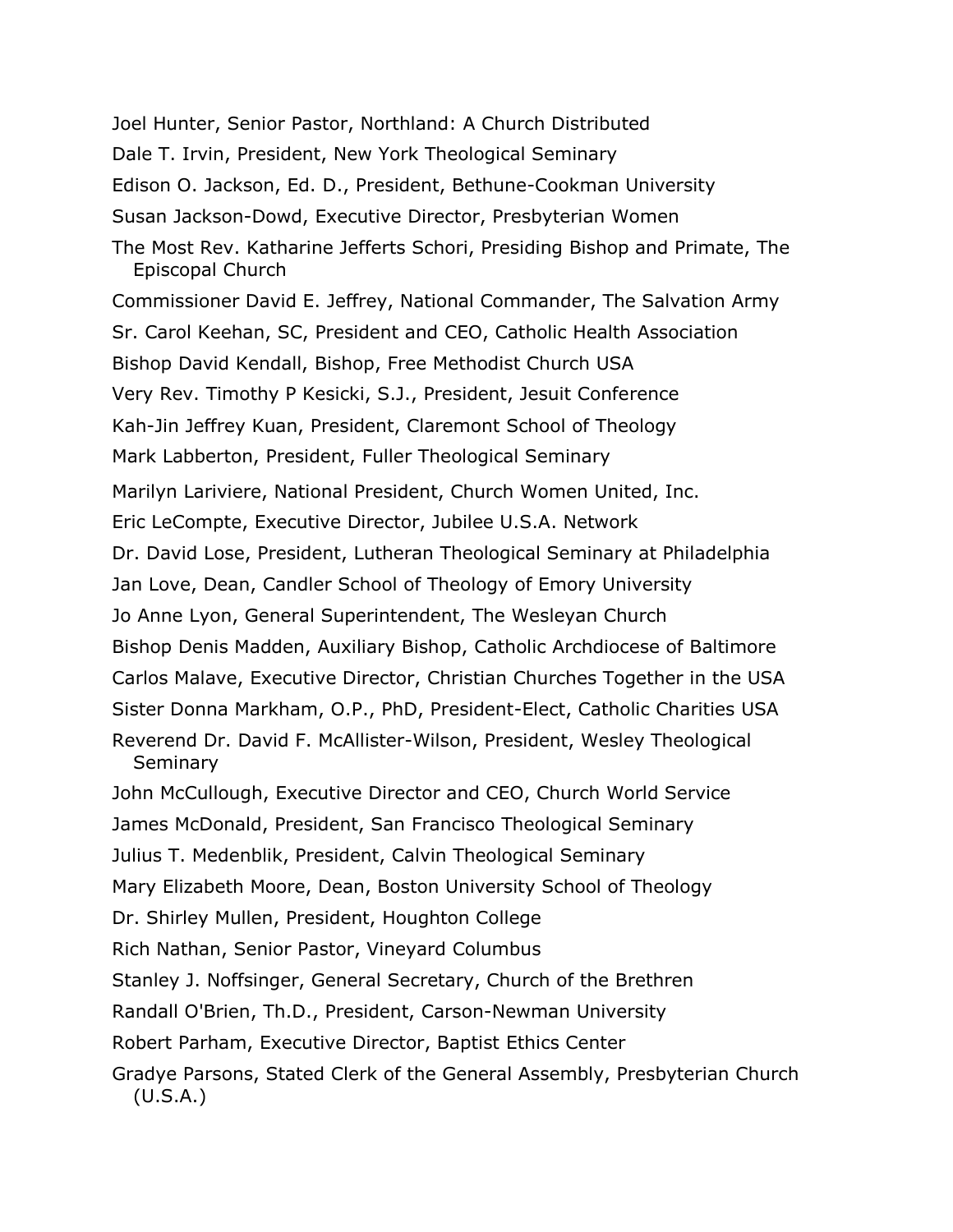Joel Hunter, Senior Pastor, Northland: A Church Distributed

Dale T. Irvin, President, New York Theological Seminary

Edison O. Jackson, Ed. D., President, Bethune-Cookman University

Susan Jackson-Dowd, Executive Director, Presbyterian Women

The Most Rev. Katharine Jefferts Schori, Presiding Bishop and Primate, The Episcopal Church

Commissioner David E. Jeffrey, National Commander, The Salvation Army

Sr. Carol Keehan, SC, President and CEO, Catholic Health Association

Bishop David Kendall, Bishop, Free Methodist Church USA

Very Rev. Timothy P Kesicki, S.J., President, Jesuit Conference

Kah-Jin Jeffrey Kuan, President, Claremont School of Theology

Mark Labberton, President, Fuller Theological Seminary

Marilyn Lariviere, National President, Church Women United, Inc.

Eric LeCompte, Executive Director, Jubilee U.S.A. Network

Dr. David Lose, President, Lutheran Theological Seminary at Philadelphia

Jan Love, Dean, Candler School of Theology of Emory University

Jo Anne Lyon, General Superintendent, The Wesleyan Church

Bishop Denis Madden, Auxiliary Bishop, Catholic Archdiocese of Baltimore

Carlos Malave, Executive Director, Christian Churches Together in the USA

Sister Donna Markham, O.P., PhD, President-Elect, Catholic Charities USA

Reverend Dr. David F. McAllister-Wilson, President, Wesley Theological Seminary

John McCullough, Executive Director and CEO, Church World Service

James McDonald, President, San Francisco Theological Seminary

Julius T. Medenblik, President, Calvin Theological Seminary

Mary Elizabeth Moore, Dean, Boston University School of Theology

Dr. Shirley Mullen, President, Houghton College

Rich Nathan, Senior Pastor, Vineyard Columbus

Stanley J. Noffsinger, General Secretary, Church of the Brethren

Randall O'Brien, Th.D., President, Carson-Newman University

Robert Parham, Executive Director, Baptist Ethics Center

Gradye Parsons, Stated Clerk of the General Assembly, Presbyterian Church (U.S.A.)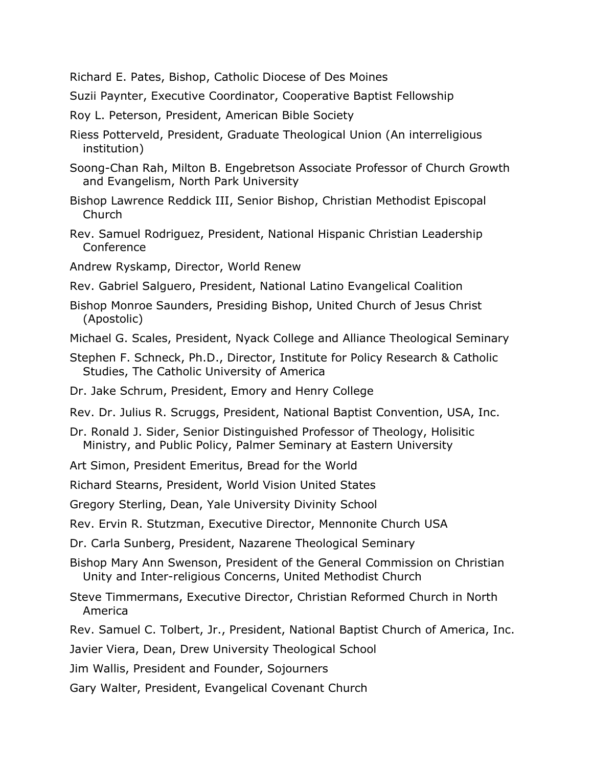Richard E. Pates, Bishop, Catholic Diocese of Des Moines

Suzii Paynter, Executive Coordinator, Cooperative Baptist Fellowship

Roy L. Peterson, President, American Bible Society

Riess Potterveld, President, Graduate Theological Union (An interreligious institution)

Soong-Chan Rah, Milton B. Engebretson Associate Professor of Church Growth and Evangelism, North Park University

Bishop Lawrence Reddick III, Senior Bishop, Christian Methodist Episcopal Church

Rev. Samuel Rodriguez, President, National Hispanic Christian Leadership Conference

Andrew Ryskamp, Director, World Renew

Rev. Gabriel Salguero, President, National Latino Evangelical Coalition

Bishop Monroe Saunders, Presiding Bishop, United Church of Jesus Christ (Apostolic)

Michael G. Scales, President, Nyack College and Alliance Theological Seminary

Stephen F. Schneck, Ph.D., Director, Institute for Policy Research & Catholic Studies, The Catholic University of America

Dr. Jake Schrum, President, Emory and Henry College

Rev. Dr. Julius R. Scruggs, President, National Baptist Convention, USA, Inc.

Dr. Ronald J. Sider, Senior Distinguished Professor of Theology, Holisitic Ministry, and Public Policy, Palmer Seminary at Eastern University

Art Simon, President Emeritus, Bread for the World

Richard Stearns, President, World Vision United States

Gregory Sterling, Dean, Yale University Divinity School

Rev. Ervin R. Stutzman, Executive Director, Mennonite Church USA

Dr. Carla Sunberg, President, Nazarene Theological Seminary

Bishop Mary Ann Swenson, President of the General Commission on Christian Unity and Inter-religious Concerns, United Methodist Church

Steve Timmermans, Executive Director, Christian Reformed Church in North America

Rev. Samuel C. Tolbert, Jr., President, National Baptist Church of America, Inc.

Javier Viera, Dean, Drew University Theological School

Jim Wallis, President and Founder, Sojourners

Gary Walter, President, Evangelical Covenant Church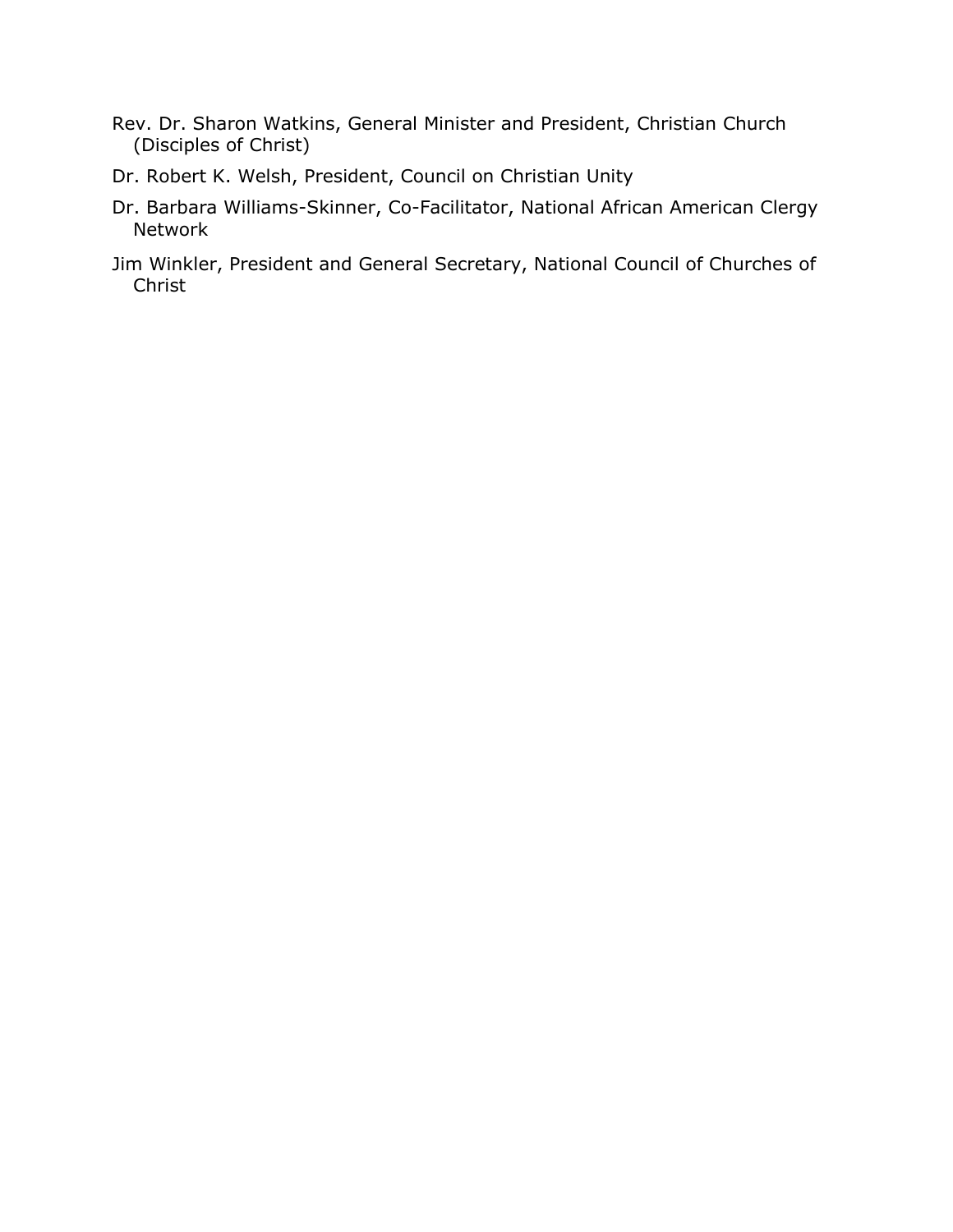Rev. Dr. Sharon Watkins, General Minister and President, Christian Church (Disciples of Christ)

Dr. Robert K. Welsh, President, Council on Christian Unity

Dr. Barbara Williams-Skinner, Co-Facilitator, National African American Clergy Network

Jim Winkler, President and General Secretary, National Council of Churches of Christ